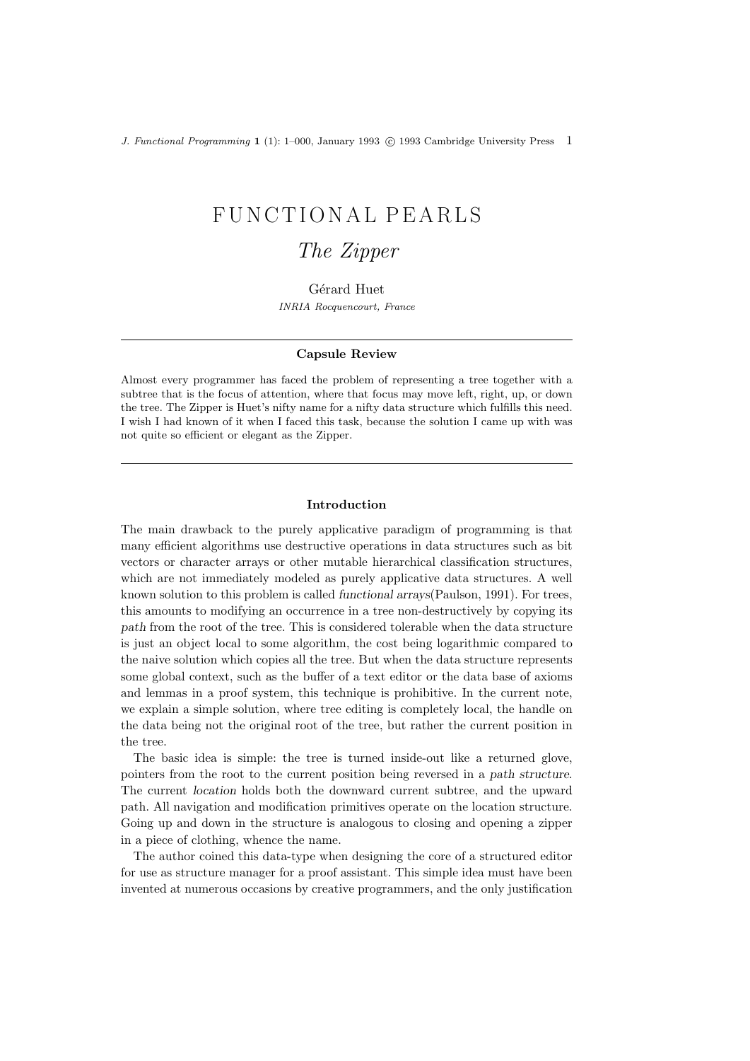# FUNCTIONAL PEARLS

## *The Zipper*

Gérard Huet

*INRIA Rocquencourt, France*

---

### Capsule Review

Almost every programmer has faced the problem of representing a tree together with a subtree that is the focus of attention, where that focus may move left, right, up, or down the tree. The Zipper is Huet's nifty name for a nifty data structure which fulfills this need. I wish I had known of it when I faced this task, because the solution I came up with was not quite so efficient or elegant as the Zipper.

---

### Introduction

The main drawback to the purely applicative paradigm of programming is that many efficient algorithms use destructive operations in data structures such as bit vectors or character arrays or other mutable hierarchical classification structures, which are not immediately modeled as purely applicative data structures. A well known solution to this problem is called *functional arrays*(Paulson, 1991). For trees, this amounts to modifying an occurrence in a tree non-destructively by copying its *path* from the root of the tree. This is considered tolerable when the data structure is just an object local to some algorithm, the cost being logarithmic compared to the naive solution which copies all the tree. But when the data structure represents some global context, such as the buffer of a text editor or the data base of axioms and lemmas in a proof system, this technique is prohibitive. In the current note, we explain a simple solution, where tree editing is completely local, the handle on the data being not the original root of the tree, but rather the current position in the tree.

The basic idea is simple: the tree is turned inside-out like a returned glove, pointers from the root to the current position being reversed in a *path structure*. The current *location* holds both the downward current subtree, and the upward path. All navigation and modification primitives operate on the location structure. Going up and down in the structure is analogous to closing and opening a zipper in a piece of clothing, whence the name.

The author coined this data-type when designing the core of a structured editor for use as structure manager for a proof assistant. This simple idea must have been invented at numerous occasions by creative programmers, and the only justification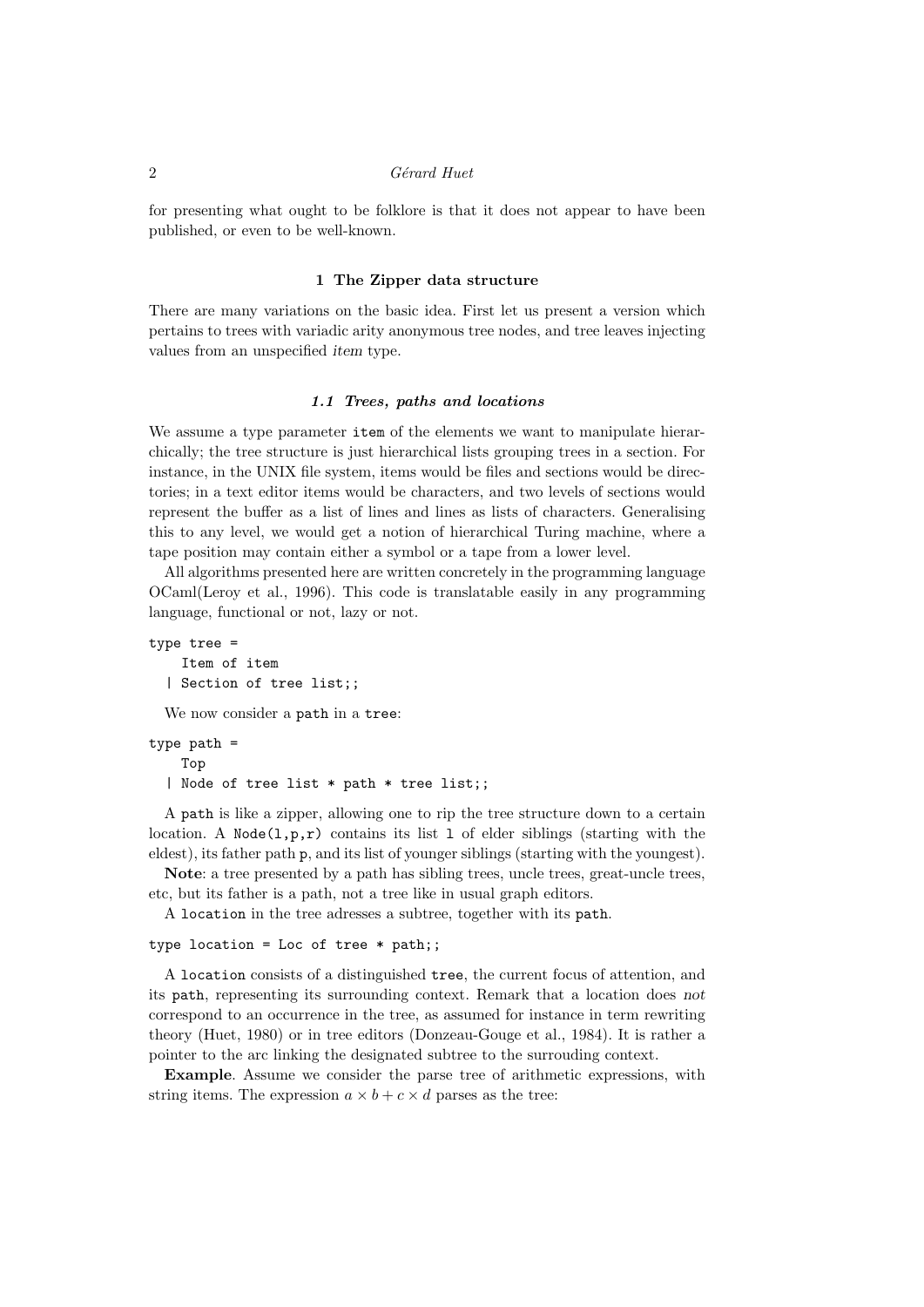for presenting what ought to be folklore is that it does not appear to have been published, or even to be well-known.

## 1 The Zipper data structure

There are many variations on the basic idea. First let us present a version which pertains to trees with variadic arity anonymous tree nodes, and tree leaves injecting values from an unspecified *item* type.

### *1.1 Trees, paths and locations*

We assume a type parameter `item` of the elements we want to manipulate hierarchically; the tree structure is just hierarchical lists grouping trees in a section. For instance, in the UNIX file system, items would be files and sections would be directories; in a text editor items would be characters, and two levels of sections would represent the buffer as a list of lines and lines as lists of characters. Generalising this to any level, we would get a notion of hierarchical Turing machine, where a tape position may contain either a symbol or a tape from a lower level.

All algorithms presented here are written concretely in the programming language OCaml(Leroy et al., 1996). This code is translatable easily in any programming language, functional or not, lazy or not.

```
type tree =
    Item of item
  | Section of tree list;;
```

We now consider a `path` in a `tree`:

```
type path =
    Top
  | Node of tree list * path * tree list;;
```

A `path` is like a zipper, allowing one to rip the tree structure down to a certain location. A `Node(l,p,r)` contains its list `l` of elder siblings (starting with the eldest), its father path `p`, and its list of younger siblings (starting with the youngest).

**Note**: a tree presented by a path has sibling trees, uncle trees, great-uncle trees, etc, but its father is a path, not a tree like in usual graph editors.

A `location` in the tree adresses a subtree, together with its `path`.

```
type location = Loc of tree * path;;
```

A `location` consists of a distinguished `tree`, the current focus of attention, and its `path`, representing its surrounding context. Remark that a location does *not* correspond to an occurrence in the tree, as assumed for instance in term rewriting theory (Huet, 1980) or in tree editors (Donzeau-Gouge et al., 1984). It is rather a pointer to the arc linking the designated subtree to the surrouding context.

**Example**. Assume we consider the parse tree of arithmetic expressions, with string items. The expression $a \times b + c \times d$ parses as the tree: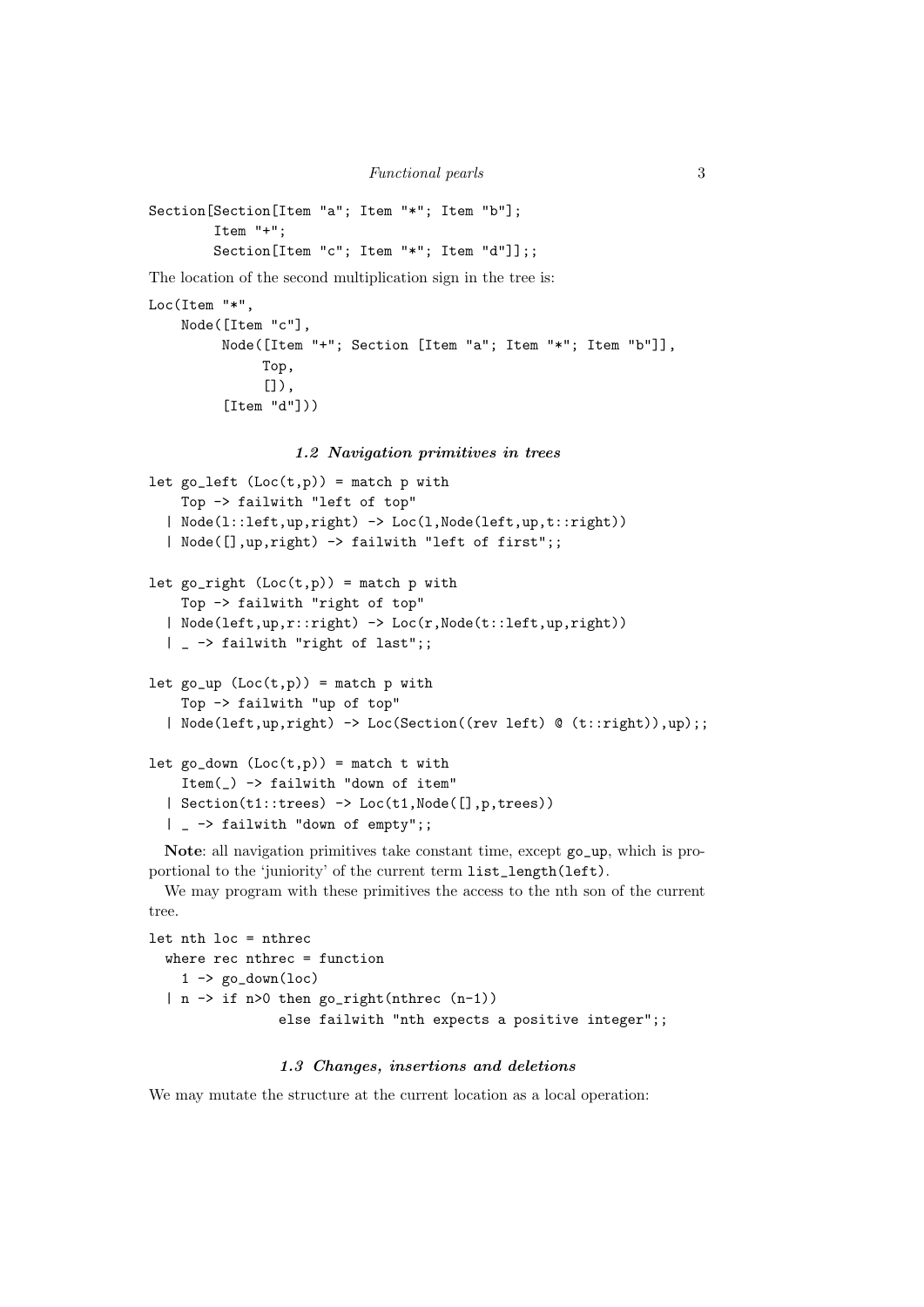```
Section[Section[Item "a"; Item "*"; Item "b"];
        Item "+";
        Section[Item "c"; Item "*"; Item "d"]];;
```

The location of the second multiplication sign in the tree is:

```
Loc(Item "*",
    Node([Item "c"],
         Node([Item "+"; Section [Item "a"; Item "*"; Item "b"]],
              Top,
              []),
         [Item "d"]))
```

### *1.2 Navigation primitives in trees*

```
let go_left (Loc(t,p)) = match p with
    Top -> failwith "left of top"
  | Node(l::left,up,right) -> Loc(l,Node(left,up,t::right))
  | Node([],up,right) -> failwith "left of first";;

let go_right (Loc(t,p)) = match p with
    Top -> failwith "right of top"
  | Node(left,up,r::right) -> Loc(r,Node(t::left,up,right))
  | _ -> failwith "right of last";;

let go_up (Loc(t,p)) = match p with
    Top -> failwith "up of top"
  | Node(left,up,right) -> Loc(Section((rev left) @ (t::right)),up);;

let go_down (Loc(t,p)) = match t with
    Item(_) -> failwith "down of item"
  | Section(t1::trees) -> Loc(t1,Node([],p,trees))
  | _ -> failwith "down of empty";;
```

**Note**: all navigation primitives take constant time, except `go_up`, which is proportional to the 'juniority' of the current term `list_length(left)`.

We may program with these primitives the access to the nth son of the current tree.

```
let nth loc = nthrec
  where rec nthrec = function
    1 -> go_down(loc)
  | n -> if n>0 then go_right(nthrec (n-1))
                else failwith "nth expects a positive integer";;
```

### *1.3 Changes, insertions and deletions*

We may mutate the structure at the current location as a local operation: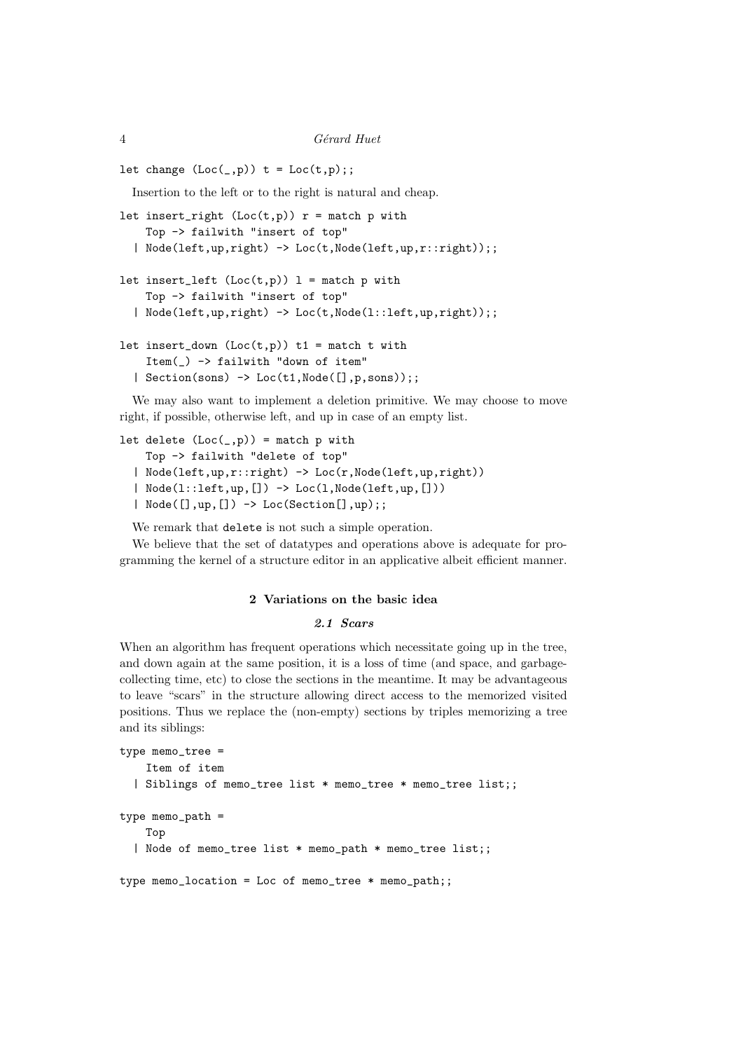```
let change (Loc(_,p)) t = Loc(t,p);;
```

Insertion to the left or to the right is natural and cheap.

```
let insert_right (Loc(t,p)) r = match p with
    Top -> failwith "insert of top"
  | Node(left,up,right) -> Loc(t,Node(left,up,r::right));;

let insert_left (Loc(t,p)) l = match p with
    Top -> failwith "insert of top"
  | Node(left,up,right) -> Loc(t,Node(l::left,up,right));;

let insert_down (Loc(t,p)) t1 = match t with
    Item(_) -> failwith "down of item"
  | Section(sons) -> Loc(t1,Node([],p,sons));;
```

We may also want to implement a deletion primitive. We may choose to move right, if possible, otherwise left, and up in case of an empty list.

```
let delete (Loc(_,p)) = match p with
    Top -> failwith "delete of top"
  | Node(left,up,r::right) -> Loc(r,Node(left,up,right))
  | Node(l::left,up,[]) -> Loc(l,Node(left,up,[]))
  | Node([],up,[]) -> Loc(Section[],up);;
```

We remark that `delete` is not such a simple operation.

We believe that the set of datatypes and operations above is adequate for programming the kernel of a structure editor in an applicative albeit efficient manner.

## 2 Variations on the basic idea

### *2.1 Scars*

When an algorithm has frequent operations which necessitate going up in the tree, and down again at the same position, it is a loss of time (and space, and garbage-collecting time, etc) to close the sections in the meantime. It may be advantageous to leave "scars" in the structure allowing direct access to the memorized visited positions. Thus we replace the (non-empty) sections by triples memorizing a tree and its siblings:

```
type memo_tree =
    Item of item
  | Siblings of memo_tree list * memo_tree * memo_tree list;;

type memo_path =
    Top
  | Node of memo_tree list * memo_path * memo_tree list;;

type memo_location = Loc of memo_tree * memo_path;;
```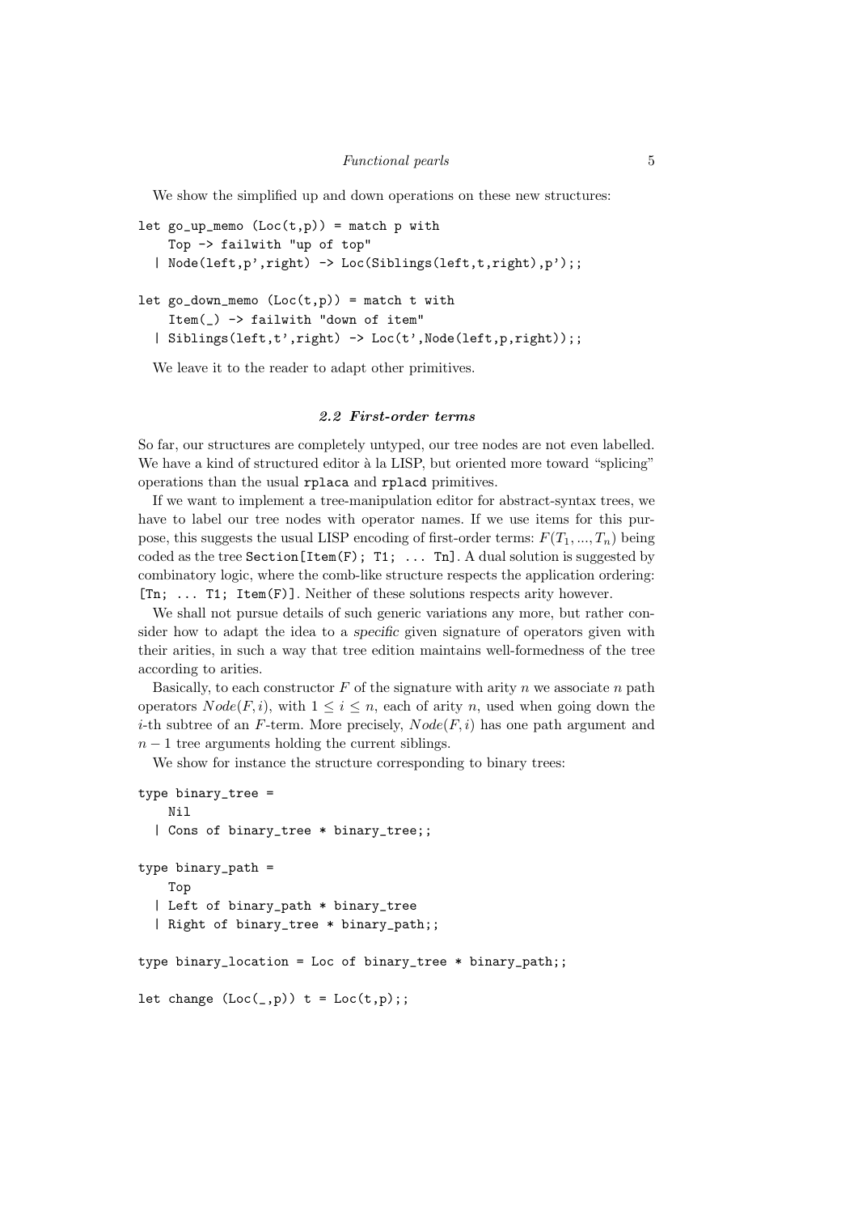We show the simplified up and down operations on these new structures:

```
let go_up_memo (Loc(t,p)) = match p with
    Top -> failwith "up of top"
  | Node(left,p',right) -> Loc(Siblings(left,t,right),p');;

let go_down_memo (Loc(t,p)) = match t with
    Item(_) -> failwith "down of item"
  | Siblings(left,t',right) -> Loc(t',Node(left,p,right));;
```

We leave it to the reader to adapt other primitives.

### 2.2 First-order terms

So far, our structures are completely untyped, our tree nodes are not even labelled. We have a kind of structured editor à la LISP, but oriented more toward "splicing" operations than the usual `rplaca` and `rplacd` primitives.

If we want to implement a tree-manipulation editor for abstract-syntax trees, we have to label our tree nodes with operator names. If we use items for this purpose, this suggests the usual LISP encoding of first-order terms: $F(T_1, ..., T_n)$ being coded as the tree `Section[Item(F); T1; ... Tn]`. A dual solution is suggested by combinatory logic, where the comb-like structure respects the application ordering: `[Tn; ... T1; Item(F)]`. Neither of these solutions respects arity however.

We shall not pursue details of such generic variations any more, but rather consider how to adapt the idea to a *specific* given signature of operators given with their arities, in such a way that tree edition maintains well-formedness of the tree according to arities.

Basically, to each constructor $F$ of the signature with arity $n$ we associate $n$ path operators $Node(F, i)$, with $1 \leq i \leq n$, each of arity $n$, used when going down the $i$-th subtree of an $F$-term. More precisely, $Node(F, i)$ has one path argument and $n - 1$ tree arguments holding the current siblings.

We show for instance the structure corresponding to binary trees:

```
type binary_tree =
    Nil
  | Cons of binary_tree * binary_tree;;

type binary_path =
    Top
  | Left of binary_path * binary_tree
  | Right of binary_tree * binary_path;;

type binary_location = Loc of binary_tree * binary_path;;

let change (Loc(_,p)) t = Loc(t,p);;
```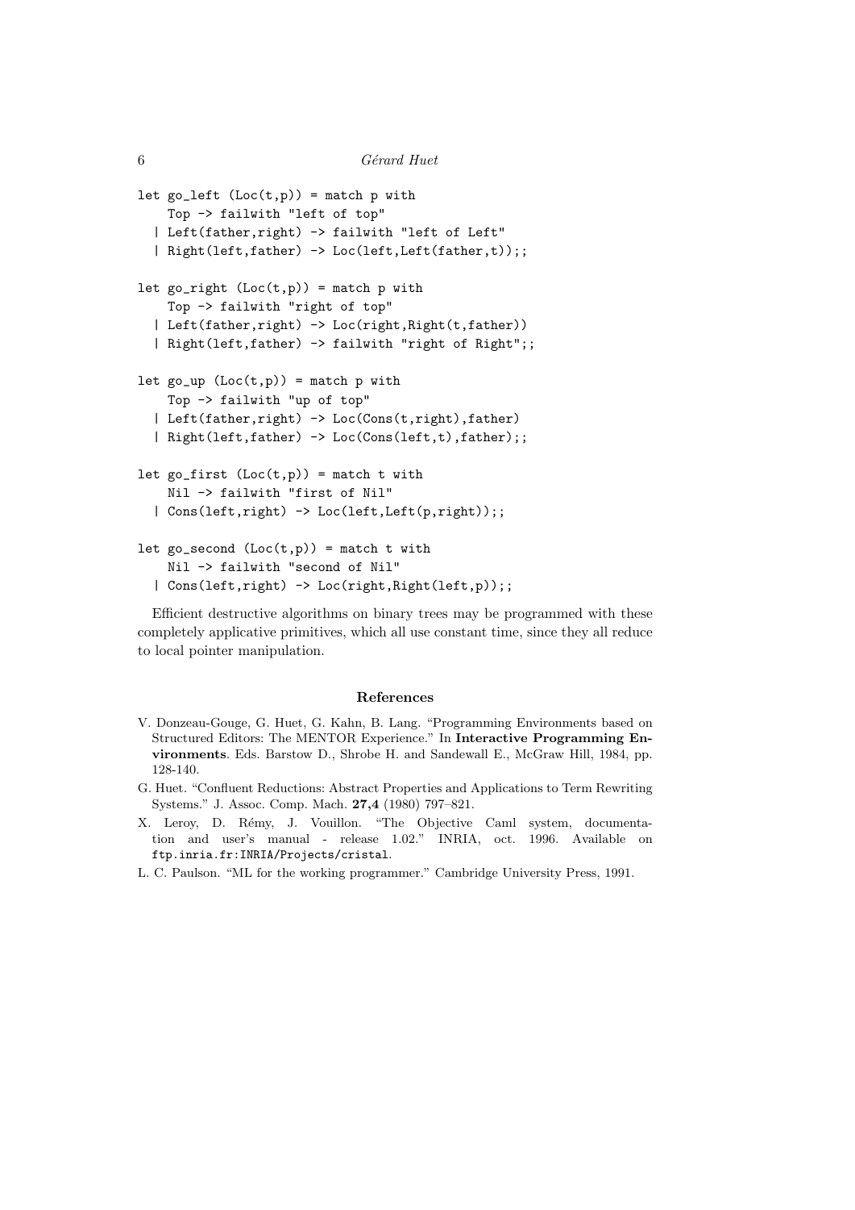```
let go_left (Loc(t,p)) = match p with
    Top -> failwith "left of top"
  | Left(father,right) -> failwith "left of Left"
  | Right(left,father) -> Loc(left,Left(father,t));;

let go_right (Loc(t,p)) = match p with
    Top -> failwith "right of top"
  | Left(father,right) -> Loc(right,Right(t,father))
  | Right(left,father) -> failwith "right of Right";;

let go_up (Loc(t,p)) = match p with
    Top -> failwith "up of top"
  | Left(father,right) -> Loc(Cons(t,right),father)
  | Right(left,father) -> Loc(Cons(left,t),father);;

let go_first (Loc(t,p)) = match t with
    Nil -> failwith "first of Nil"
  | Cons(left,right) -> Loc(left,Left(p,right));;

let go_second (Loc(t,p)) = match t with
    Nil -> failwith "second of Nil"
  | Cons(left,right) -> Loc(right,Right(left,p));;
```

Efficient destructive algorithms on binary trees may be programmed with these completely applicative primitives, which all use constant time, since they all reduce to local pointer manipulation.

## References

V. Donzeau-Gouge, G. Huet, G. Kahn, B. Lang. "Programming Environments based on Structured Editors: The MENTOR Experience." In **Interactive Programming Environments**. Eds. Barstow D., Shrobe H. and Sandewall E., McGraw Hill, 1984, pp. 128-140.

G. Huet. "Confluent Reductions: Abstract Properties and Applications to Term Rewriting Systems." J. Assoc. Comp. Mach. **27,4** (1980) 797–821.

X. Leroy, D. Rémy, J. Vouillon. "The Objective Caml system, documentation and user's manual - release 1.02." INRIA, oct. 1996. Available on `ftp.inria.fr:INRIA/Projects/cristal`.

L. C. Paulson. "ML for the working programmer." Cambridge University Press, 1991.